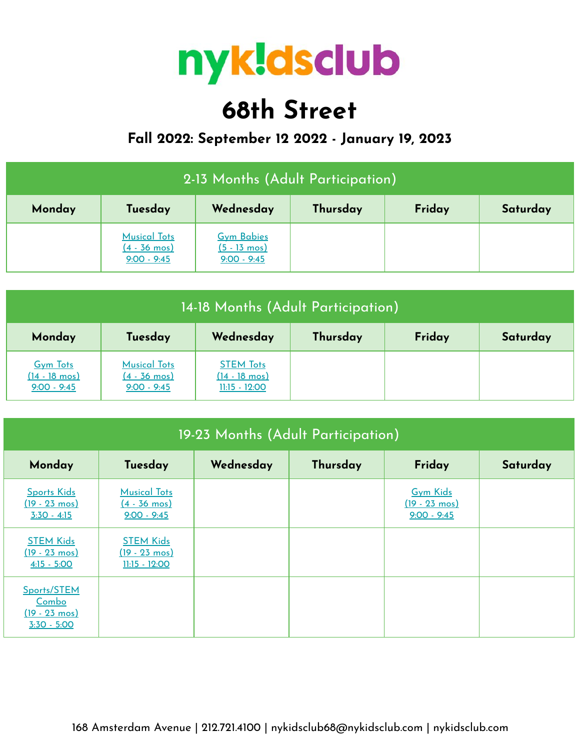# nyk!dsclub

# 68th Street

### Fall 2022: September 12 2022 - January 19, 2023

| 2-13 Months (Adult Participation) | | | | | |
|---|---|---|---|---|---|
| **Monday** | **Tuesday** | **Wednesday** | **Thursday** | **Friday** | **Saturday** |
| | Musical Tots (4 - 36 mos) 9:00 - 9:45 | Gym Babies (5 - 13 mos) 9:00 - 9:45 | | | |

| 14-18 Months (Adult Participation) | | | | | |
|---|---|---|---|---|---|
| **Monday** | **Tuesday** | **Wednesday** | **Thursday** | **Friday** | **Saturday** |
| Gym Tots (14 - 18 mos) 9:00 - 9:45 | Musical Tots (4 - 36 mos) 9:00 - 9:45 | STEM Tots (14 - 18 mos) 11:15 - 12:00 | | | |

| 19-23 Months (Adult Participation) | | | | | |
|---|---|---|---|---|---|
| **Monday** | **Tuesday** | **Wednesday** | **Thursday** | **Friday** | **Saturday** |
| Sports Kids (19 - 23 mos) 3:30 - 4:15 | Musical Tots (4 - 36 mos) 9:00 - 9:45 | | | Gym Kids (19 - 23 mos) 9:00 - 9:45 | |
| STEM Kids (19 - 23 mos) 4:15 - 5:00 | STEM Kids (19 - 23 mos) 11:15 - 12:00 | | | | |
| Sports/STEM Combo (19 - 23 mos) 3:30 - 5:00 | | | | | |

168 Amsterdam Avenue | 212.721.4100 | nykidsclub68@nykidsclub.com | nykidsclub.com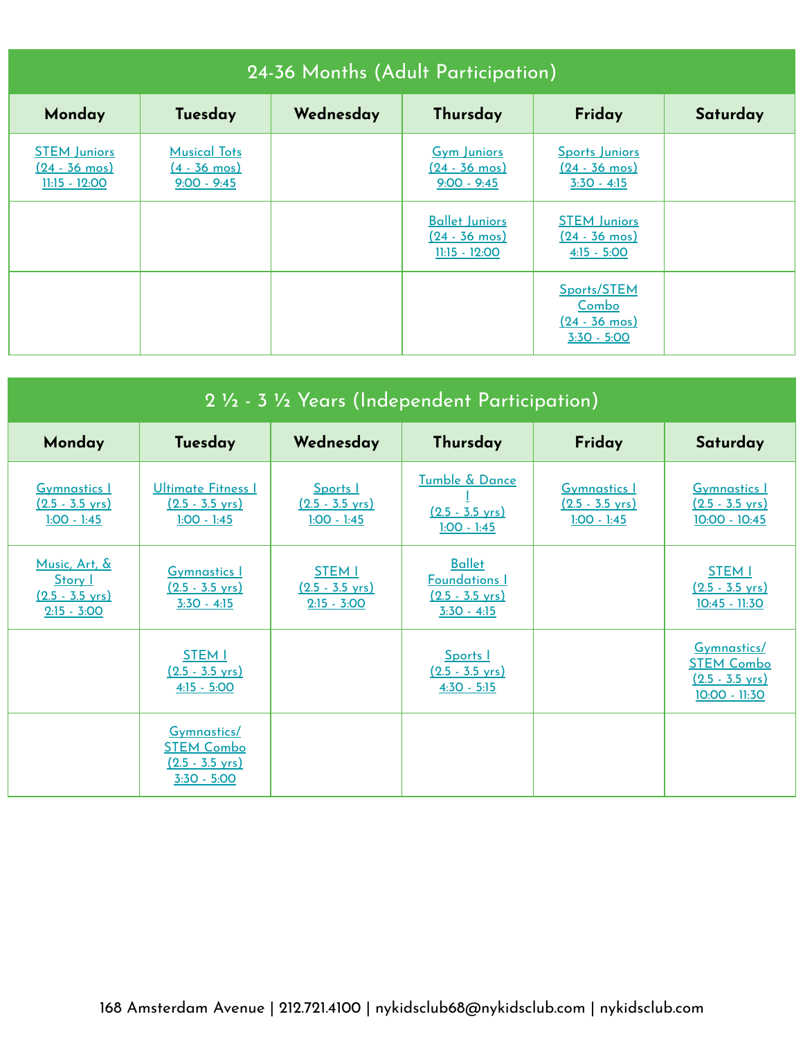## 24-36 Months (Adult Participation)

| Monday | Tuesday | Wednesday | Thursday | Friday | Saturday |
|---|---|---|---|---|---|
| STEM Juniors (24 - 36 mos) 11:15 - 12:00 | Musical Tots (4 - 36 mos) 9:00 - 9:45 | | Gym Juniors (24 - 36 mos) 9:00 - 9:45 | Sports Juniors (24 - 36 mos) 3:30 - 4:15 | |
| | | | Ballet Juniors (24 - 36 mos) 11:15 - 12:00 | STEM Juniors (24 - 36 mos) 4:15 - 5:00 | |
| | | | | Sports/STEM Combo (24 - 36 mos) 3:30 - 5:00 | |

## 2 ½ - 3 ½ Years (Independent Participation)

| Monday | Tuesday | Wednesday | Thursday | Friday | Saturday |
|---|---|---|---|---|---|
| Gymnastics I (2.5 - 3.5 yrs) 1:00 - 1:45 | Ultimate Fitness I (2.5 - 3.5 yrs) 1:00 - 1:45 | Sports I (2.5 - 3.5 yrs) 1:00 - 1:45 | Tumble & Dance I (2.5 - 3.5 yrs) 1:00 - 1:45 | Gymnastics I (2.5 - 3.5 yrs) 1:00 - 1:45 | Gymnastics I (2.5 - 3.5 yrs) 10:00 - 10:45 |
| Music, Art, & Story I (2.5 - 3.5 yrs) 2:15 - 3:00 | Gymnastics I (2.5 - 3.5 yrs) 3:30 - 4:15 | STEM I (2.5 - 3.5 yrs) 2:15 - 3:00 | Ballet Foundations I (2.5 - 3.5 yrs) 3:30 - 4:15 | | STEM I (2.5 - 3.5 yrs) 10:45 - 11:30 |
| | STEM I (2.5 - 3.5 yrs) 4:15 - 5:00 | | Sports I (2.5 - 3.5 yrs) 4:30 - 5:15 | | Gymnastics/ STEM Combo (2.5 - 3.5 yrs) 10:00 - 11:30 |
| | Gymnastics/ STEM Combo (2.5 - 3.5 yrs) 3:30 - 5:00 | | | | |

168 Amsterdam Avenue | 212.721.4100 | nykidsclub68@nykidsclub.com | nykidsclub.com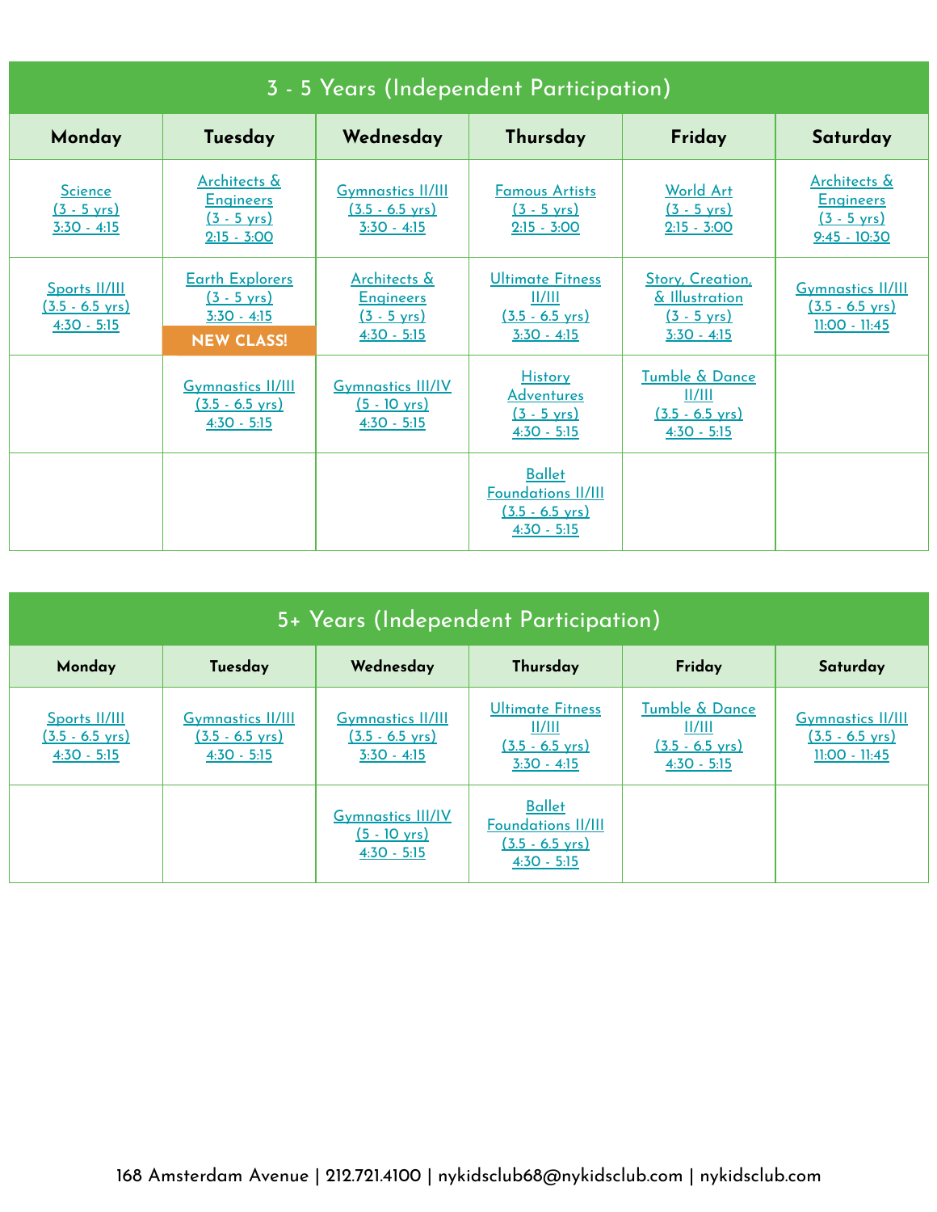## 3 - 5 Years (Independent Participation)

| Monday | Tuesday | Wednesday | Thursday | Friday | Saturday |
|---|---|---|---|---|---|
| Science (3 - 5 yrs) 3:30 - 4:15 | Architects & Engineers (3 - 5 yrs) 2:15 - 3:00 | Gymnastics II/III (3.5 - 6.5 yrs) 3:30 - 4:15 | Famous Artists (3 - 5 yrs) 2:15 - 3:00 | World Art (3 - 5 yrs) 2:15 - 3:00 | Architects & Engineers (3 - 5 yrs) 9:45 - 10:30 |
| Sports II/III (3.5 - 6.5 yrs) 4:30 - 5:15 | Earth Explorers (3 - 5 yrs) 3:30 - 4:15 **NEW CLASS!** | Architects & Engineers (3 - 5 yrs) 4:30 - 5:15 | Ultimate Fitness II/III (3.5 - 6.5 yrs) 3:30 - 4:15 | Story, Creation, & Illustration (3 - 5 yrs) 3:30 - 4:15 | Gymnastics II/III (3.5 - 6.5 yrs) 11:00 - 11:45 |
| | Gymnastics II/III (3.5 - 6.5 yrs) 4:30 - 5:15 | Gymnastics III/IV (5 - 10 yrs) 4:30 - 5:15 | History Adventures (3 - 5 yrs) 4:30 - 5:15 | Tumble & Dance II/III (3.5 - 6.5 yrs) 4:30 - 5:15 | |
| | | | Ballet Foundations II/III (3.5 - 6.5 yrs) 4:30 - 5:15 | | |

## 5+ Years (Independent Participation)

| Monday | Tuesday | Wednesday | Thursday | Friday | Saturday |
|---|---|---|---|---|---|
| Sports II/III (3.5 - 6.5 yrs) 4:30 - 5:15 | Gymnastics II/III (3.5 - 6.5 yrs) 4:30 - 5:15 | Gymnastics II/III (3.5 - 6.5 yrs) 3:30 - 4:15 | Ultimate Fitness II/III (3.5 - 6.5 yrs) 3:30 - 4:15 | Tumble & Dance II/III (3.5 - 6.5 yrs) 4:30 - 5:15 | Gymnastics II/III (3.5 - 6.5 yrs) 11:00 - 11:45 |
| | | Gymnastics III/IV (5 - 10 yrs) 4:30 - 5:15 | Ballet Foundations II/III (3.5 - 6.5 yrs) 4:30 - 5:15 | | |

168 Amsterdam Avenue | 212.721.4100 | nykidsclub68@nykidsclub.com | nykidsclub.com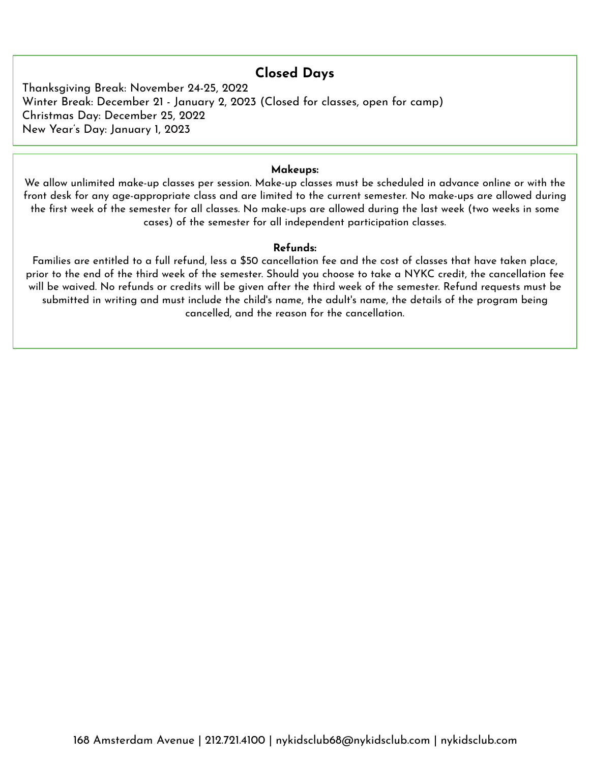## Closed Days

Thanksgiving Break: November 24-25, 2022
Winter Break: December 21 - January 2, 2023 (Closed for classes, open for camp)
Christmas Day: December 25, 2022
New Year's Day: January 1, 2023

**Makeups:**

We allow unlimited make-up classes per session. Make-up classes must be scheduled in advance online or with the front desk for any age-appropriate class and are limited to the current semester. No make-ups are allowed during the first week of the semester for all classes. No make-ups are allowed during the last week (two weeks in some cases) of the semester for all independent participation classes.

**Refunds:**

Families are entitled to a full refund, less a $50 cancellation fee and the cost of classes that have taken place, prior to the end of the third week of the semester. Should you choose to take a NYKC credit, the cancellation fee will be waived. No refunds or credits will be given after the third week of the semester. Refund requests must be submitted in writing and must include the child's name, the adult's name, the details of the program being cancelled, and the reason for the cancellation.

168 Amsterdam Avenue | 212.721.4100 | nykidsclub68@nykidsclub.com | nykidsclub.com